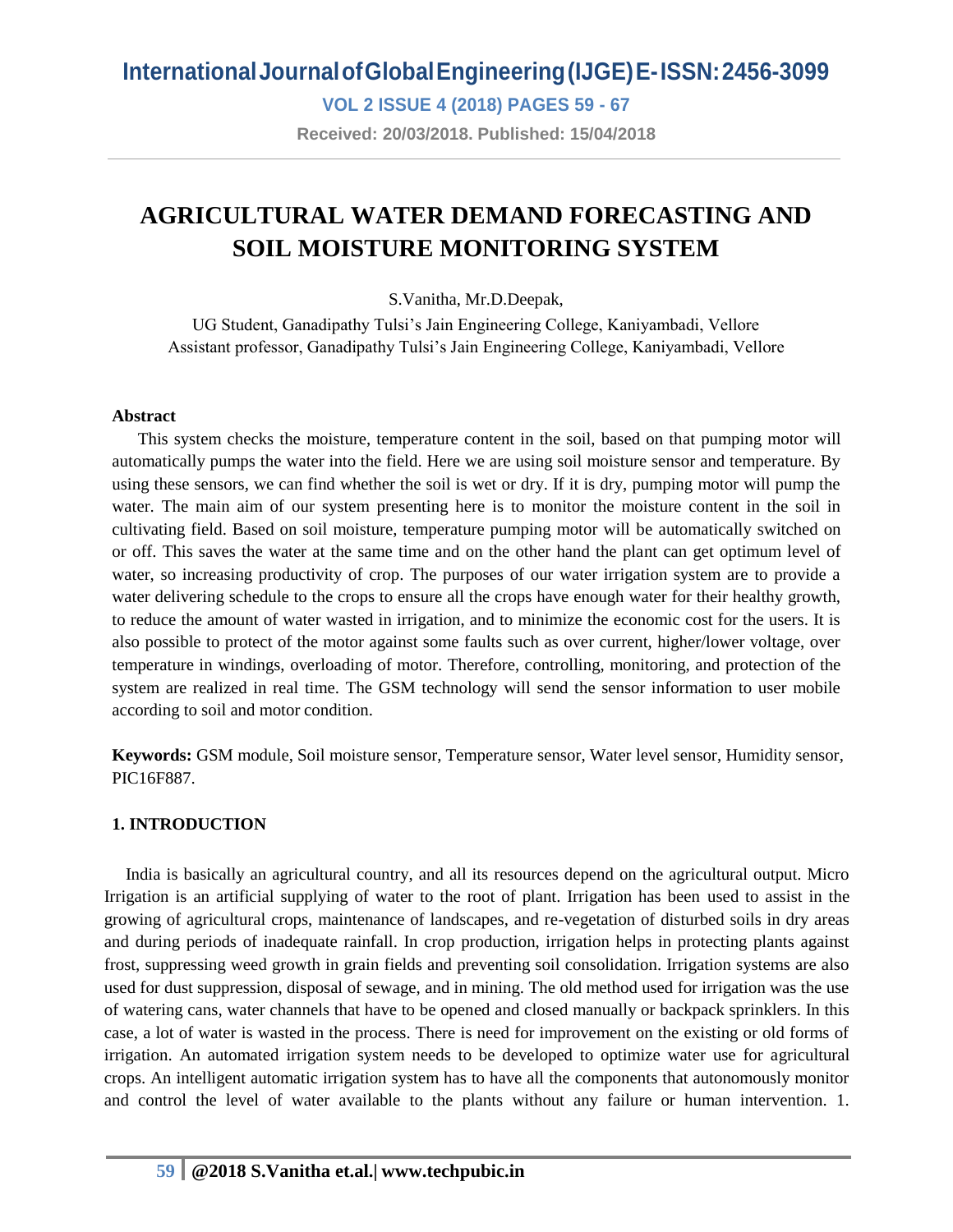# AGRICULTURAL WATER DEMAND FORECASTING AND SOIL MOISTURE MONITORING SYSTEM

S.Vanitha, Mr.D.Deepak,

UG Student, Ganadipathy Tulsi's Jain Engineering College, Kaniyambadi, Vellore
Assistant professor, Ganadipathy Tulsi's Jain Engineering College, Kaniyambadi, Vellore

### Abstract

This system checks the moisture, temperature content in the soil, based on that pumping motor will automatically pumps the water into the field. Here we are using soil moisture sensor and temperature. By using these sensors, we can find whether the soil is wet or dry. If it is dry, pumping motor will pump the water. The main aim of our system presenting here is to monitor the moisture content in the soil in cultivating field. Based on soil moisture, temperature pumping motor will be automatically switched on or off. This saves the water at the same time and on the other hand the plant can get optimum level of water, so increasing productivity of crop. The purposes of our water irrigation system are to provide a water delivering schedule to the crops to ensure all the crops have enough water for their healthy growth, to reduce the amount of water wasted in irrigation, and to minimize the economic cost for the users. It is also possible to protect of the motor against some faults such as over current, higher/lower voltage, over temperature in windings, overloading of motor. Therefore, controlling, monitoring, and protection of the system are realized in real time. The GSM technology will send the sensor information to user mobile according to soil and motor condition.

**Keywords:** GSM module, Soil moisture sensor, Temperature sensor, Water level sensor, Humidity sensor, PIC16F887.

### 1. INTRODUCTION

India is basically an agricultural country, and all its resources depend on the agricultural output. Micro Irrigation is an artificial supplying of water to the root of plant. Irrigation has been used to assist in the growing of agricultural crops, maintenance of landscapes, and re-vegetation of disturbed soils in dry areas and during periods of inadequate rainfall. In crop production, irrigation helps in protecting plants against frost, suppressing weed growth in grain fields and preventing soil consolidation. Irrigation systems are also used for dust suppression, disposal of sewage, and in mining. The old method used for irrigation was the use of watering cans, water channels that have to be opened and closed manually or backpack sprinklers. In this case, a lot of water is wasted in the process. There is need for improvement on the existing or old forms of irrigation. An automated irrigation system needs to be developed to optimize water use for agricultural crops. An intelligent automatic irrigation system has to have all the components that autonomously monitor and control the level of water available to the plants without any failure or human intervention. 1.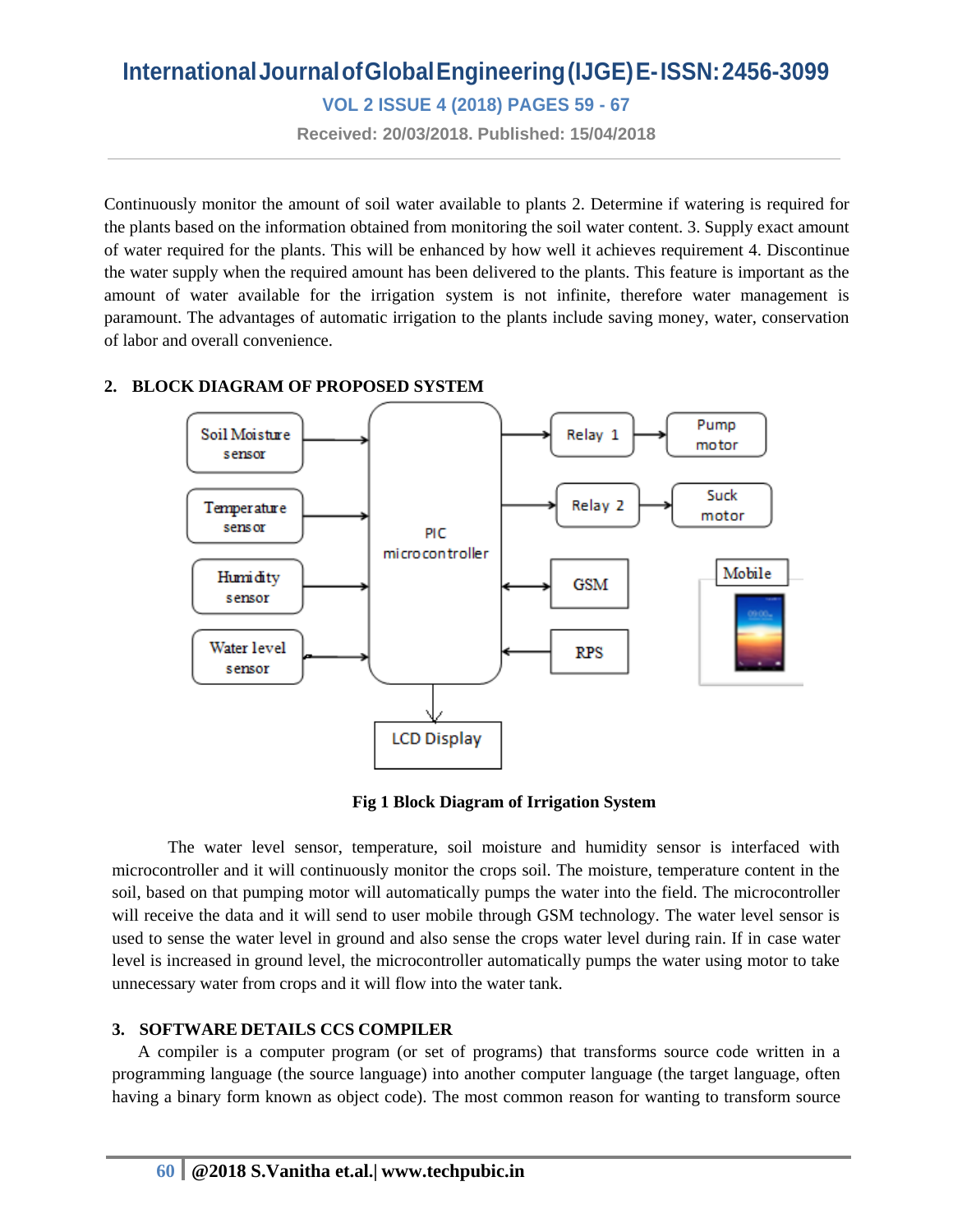Continuously monitor the amount of soil water available to plants 2. Determine if watering is required for the plants based on the information obtained from monitoring the soil water content. 3. Supply exact amount of water required for the plants. This will be enhanced by how well it achieves requirement 4. Discontinue the water supply when the required amount has been delivered to the plants. This feature is important as the amount of water available for the irrigation system is not infinite, therefore water management is paramount. The advantages of automatic irrigation to the plants include saving money, water, conservation of labor and overall convenience.

## 2. BLOCK DIAGRAM OF PROPOSED SYSTEM

**Fig 1 Block Diagram of Irrigation System**

The water level sensor, temperature, soil moisture and humidity sensor is interfaced with microcontroller and it will continuously monitor the crops soil. The moisture, temperature content in the soil, based on that pumping motor will automatically pumps the water into the field. The microcontroller will receive the data and it will send to user mobile through GSM technology. The water level sensor is used to sense the water level in ground and also sense the crops water level during rain. If in case water level is increased in ground level, the microcontroller automatically pumps the water using motor to take unnecessary water from crops and it will flow into the water tank.

## 3. SOFTWARE DETAILS CCS COMPILER

A compiler is a computer program (or set of programs) that transforms source code written in a programming language (the source language) into another computer language (the target language, often having a binary form known as object code). The most common reason for wanting to transform source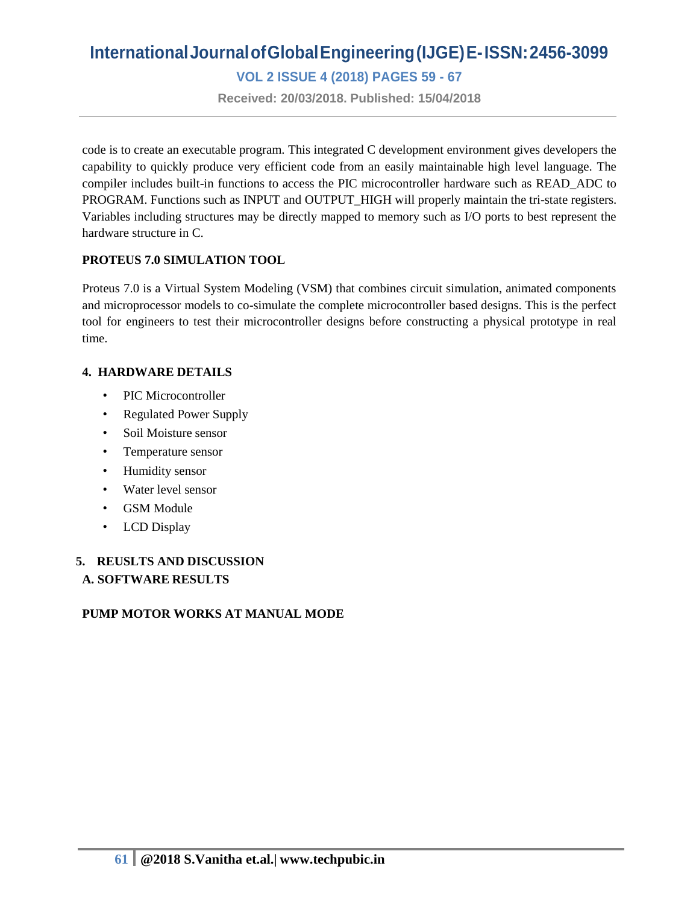code is to create an executable program. This integrated C development environment gives developers the capability to quickly produce very efficient code from an easily maintainable high level language. The compiler includes built-in functions to access the PIC microcontroller hardware such as READ_ADC to PROGRAM. Functions such as INPUT and OUTPUT_HIGH will properly maintain the tri-state registers. Variables including structures may be directly mapped to memory such as I/O ports to best represent the hardware structure in C.

**PROTEUS 7.0 SIMULATION TOOL**

Proteus 7.0 is a Virtual System Modeling (VSM) that combines circuit simulation, animated components and microprocessor models to co-simulate the complete microcontroller based designs. This is the perfect tool for engineers to test their microcontroller designs before constructing a physical prototype in real time.

## 4. HARDWARE DETAILS

- PIC Microcontroller
- Regulated Power Supply
- Soil Moisture sensor
- Temperature sensor
- Humidity sensor
- Water level sensor
- GSM Module
- LCD Display

## 5. REUSLTS AND DISCUSSION

### A. SOFTWARE RESULTS

**PUMP MOTOR WORKS AT MANUAL MODE**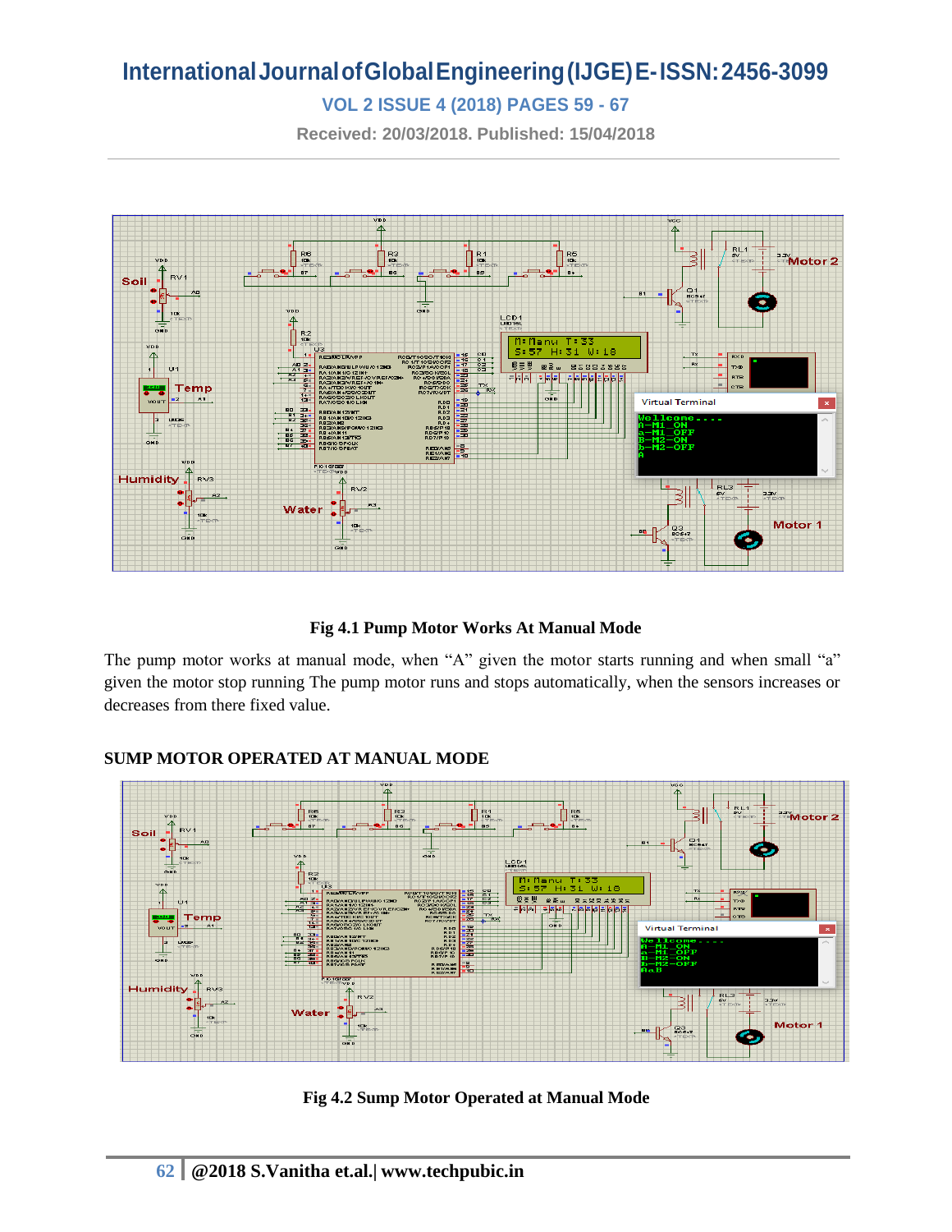**Fig 4.1 Pump Motor Works At Manual Mode**

The pump motor works at manual mode, when “A” given the motor starts running and when small “a” given the motor stop running The pump motor runs and stops automatically, when the sensors increases or decreases from there fixed value.

**SUMP MOTOR OPERATED AT MANUAL MODE**

**Fig 4.2 Sump Motor Operated at Manual Mode**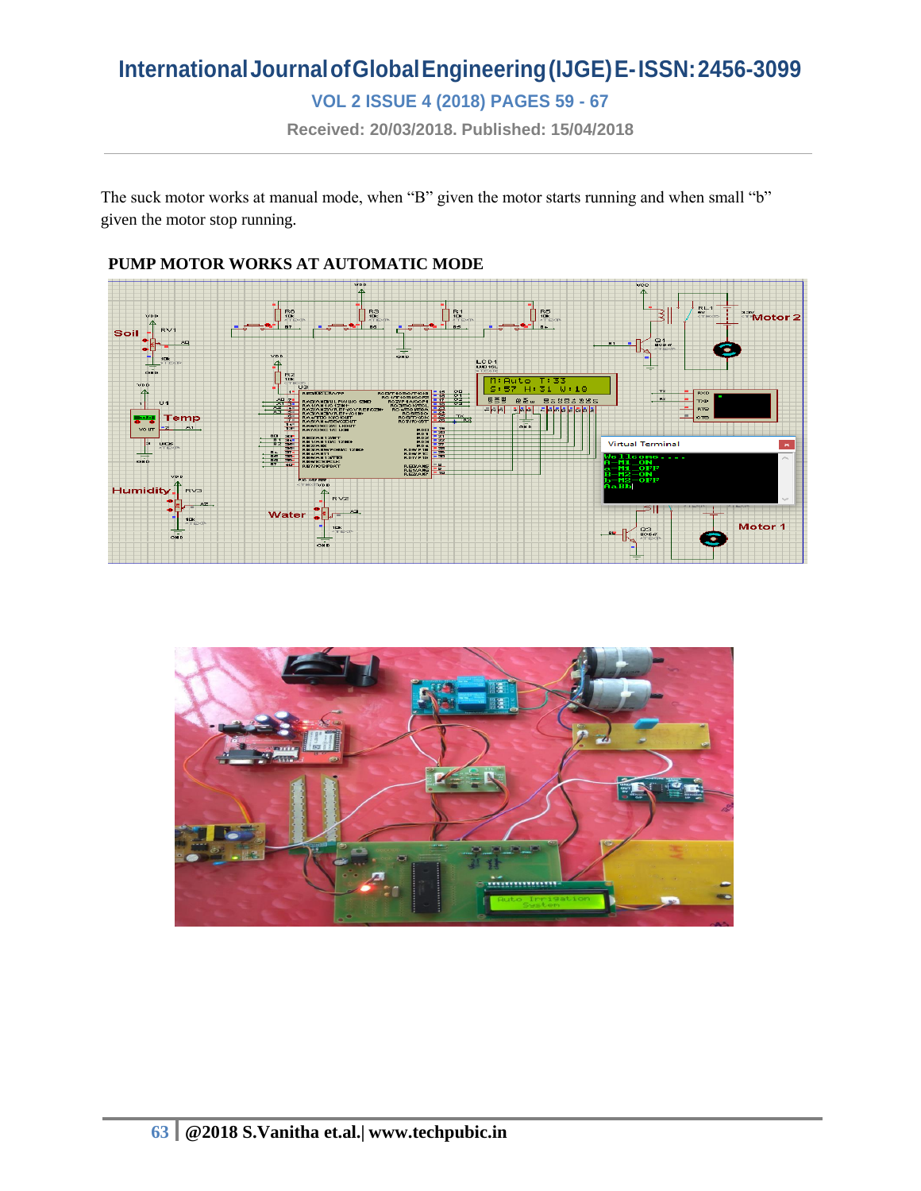The suck motor works at manual mode, when “B” given the motor starts running and when small “b” given the motor stop running.

**PUMP MOTOR WORKS AT AUTOMATIC MODE**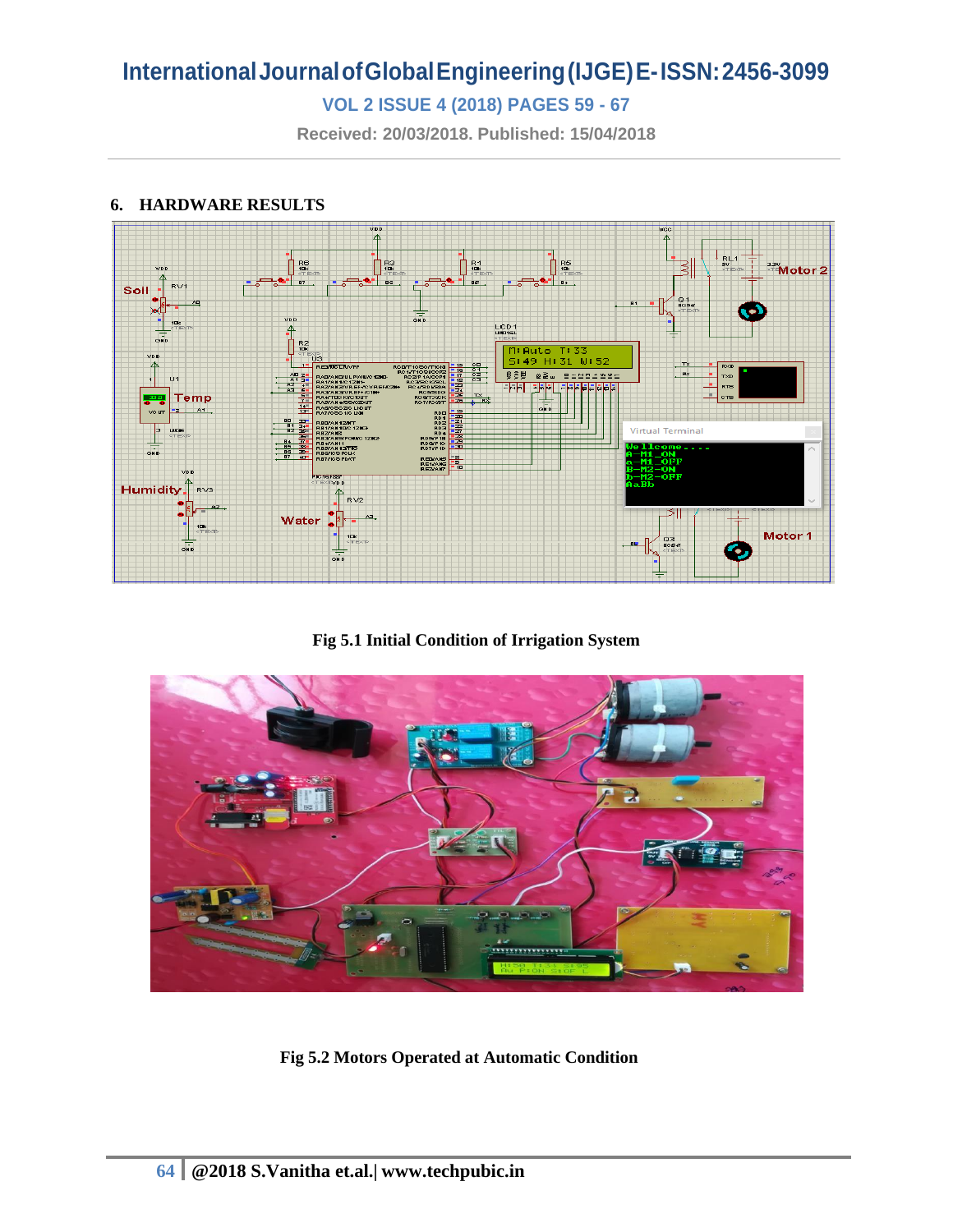## 6. HARDWARE RESULTS

Fig 5.1 Initial Condition of Irrigation System

Fig 5.2 Motors Operated at Automatic Condition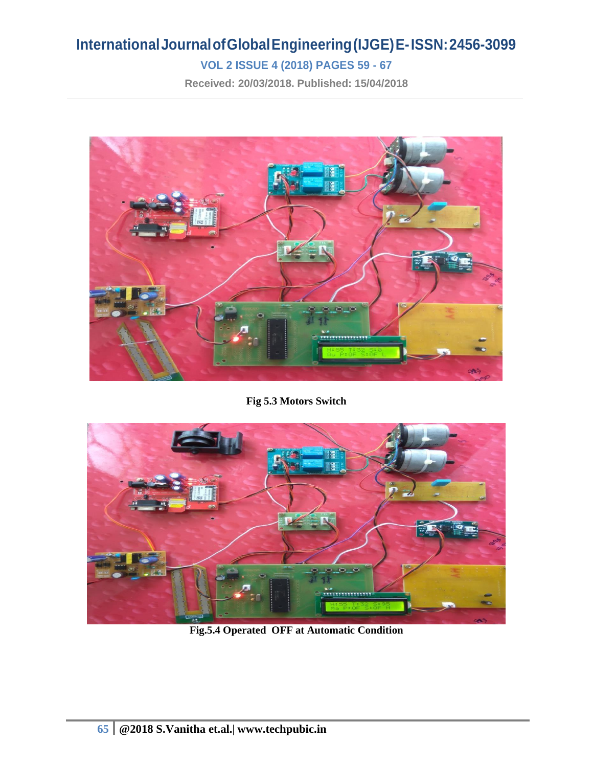Fig 5.3 Motors Switch

Fig.5.4 Operated OFF at Automatic Condition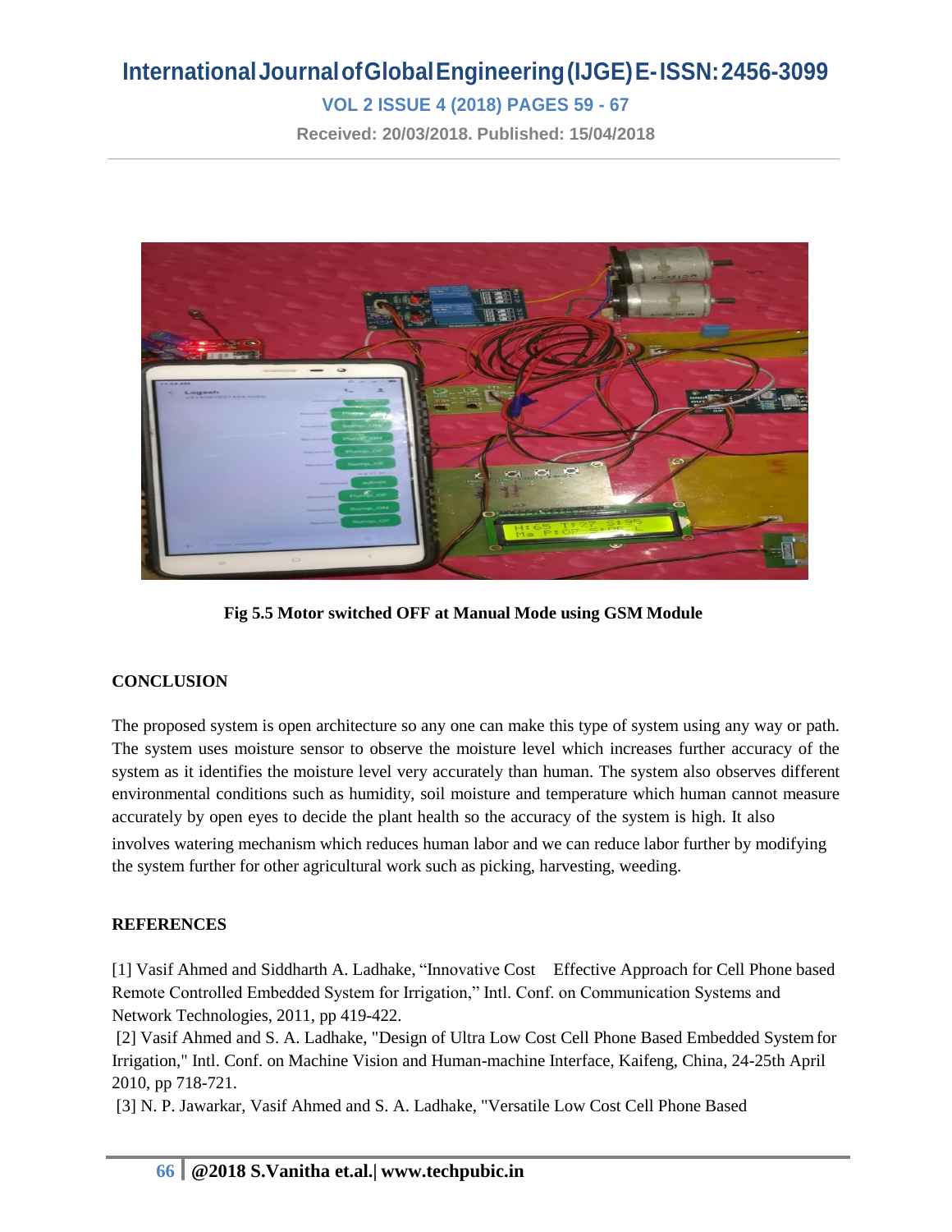Fig 5.5 Motor switched OFF at Manual Mode using GSM Module

## CONCLUSION

The proposed system is open architecture so any one can make this type of system using any way or path. The system uses moisture sensor to observe the moisture level which increases further accuracy of the system as it identifies the moisture level very accurately than human. The system also observes different environmental conditions such as humidity, soil moisture and temperature which human cannot measure accurately by open eyes to decide the plant health so the accuracy of the system is high. It also involves watering mechanism which reduces human labor and we can reduce labor further by modifying the system further for other agricultural work such as picking, harvesting, weeding.

## REFERENCES

[1] Vasif Ahmed and Siddharth A. Ladhake, "Innovative Cost Effective Approach for Cell Phone based Remote Controlled Embedded System for Irrigation," Intl. Conf. on Communication Systems and Network Technologies, 2011, pp 419-422.

[2] Vasif Ahmed and S. A. Ladhake, "Design of Ultra Low Cost Cell Phone Based Embedded System for Irrigation," Intl. Conf. on Machine Vision and Human-machine Interface, Kaifeng, China, 24-25th April 2010, pp 718-721.

[3] N. P. Jawarkar, Vasif Ahmed and S. A. Ladhake, "Versatile Low Cost Cell Phone Based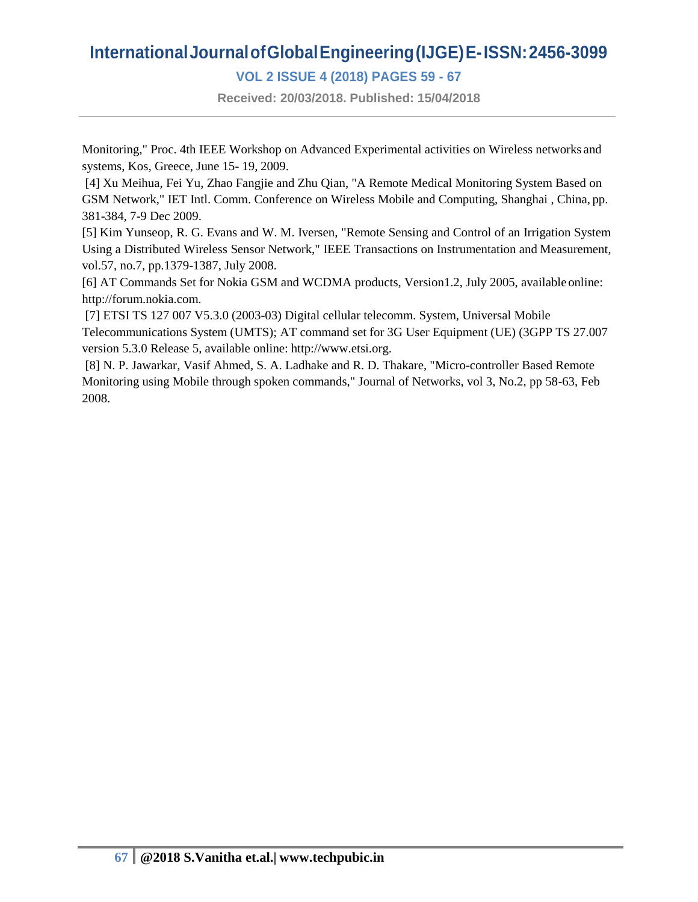Monitoring," Proc. 4th IEEE Workshop on Advanced Experimental activities on Wireless networks and systems, Kos, Greece, June 15- 19, 2009.

[4] Xu Meihua, Fei Yu, Zhao Fangjie and Zhu Qian, "A Remote Medical Monitoring System Based on GSM Network," IET Intl. Comm. Conference on Wireless Mobile and Computing, Shanghai , China, pp. 381-384, 7-9 Dec 2009.

[5] Kim Yunseop, R. G. Evans and W. M. Iversen, "Remote Sensing and Control of an Irrigation System Using a Distributed Wireless Sensor Network," IEEE Transactions on Instrumentation and Measurement, vol.57, no.7, pp.1379-1387, July 2008.

[6] AT Commands Set for Nokia GSM and WCDMA products, Version1.2, July 2005, available online: http://forum.nokia.com.

[7] ETSI TS 127 007 V5.3.0 (2003-03) Digital cellular telecomm. System, Universal Mobile Telecommunications System (UMTS); AT command set for 3G User Equipment (UE) (3GPP TS 27.007 version 5.3.0 Release 5, available online: http://www.etsi.org.

[8] N. P. Jawarkar, Vasif Ahmed, S. A. Ladhake and R. D. Thakare, "Micro-controller Based Remote Monitoring using Mobile through spoken commands," Journal of Networks, vol 3, No.2, pp 58-63, Feb 2008.